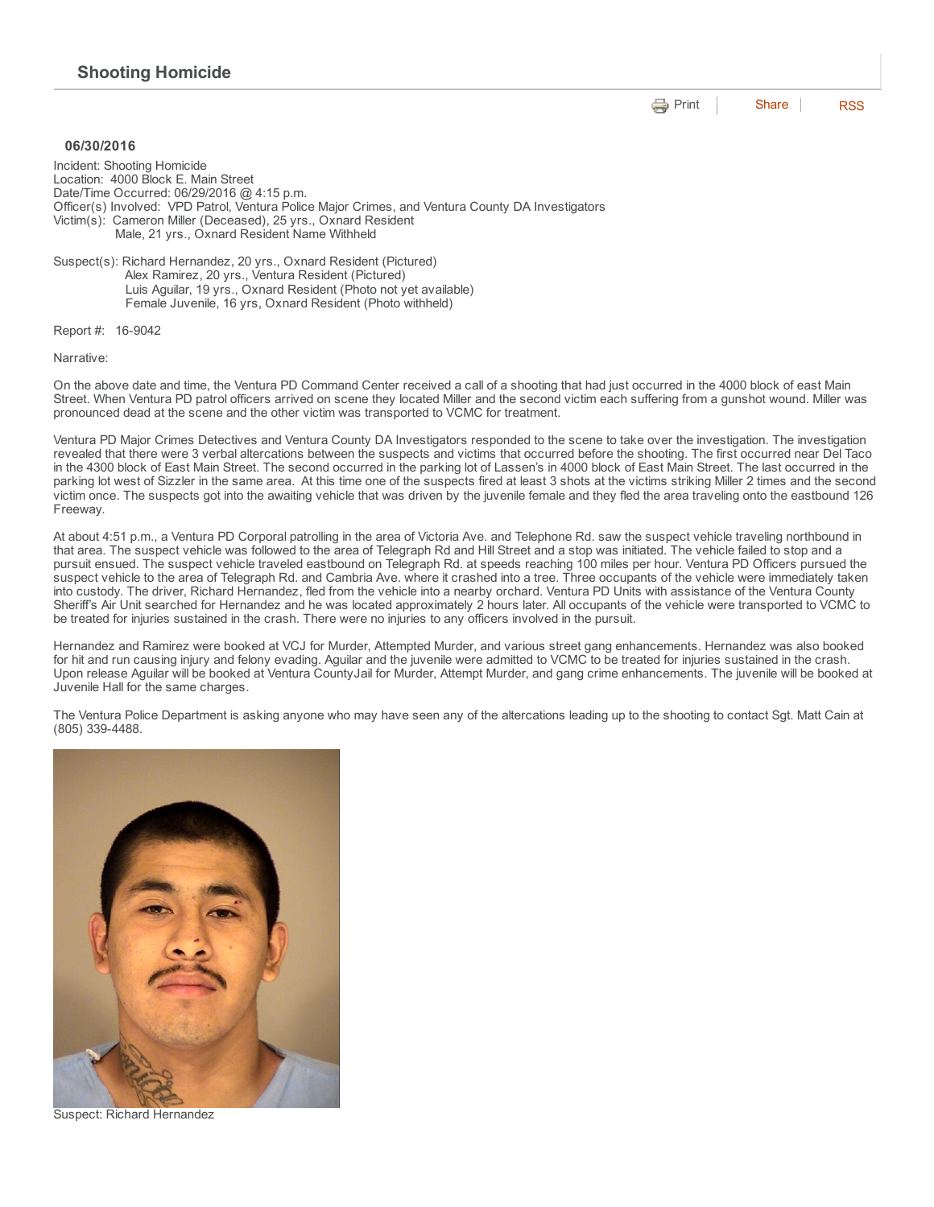## Shooting Homicide

Print | Share | RSS

**06/30/2016**

Incident: Shooting Homicide
Location: 4000 Block E. Main Street
Date/Time Occurred: 06/29/2016 @ 4:15 p.m.
Officer(s) Involved: VPD Patrol, Ventura Police Major Crimes, and Ventura County DA Investigators
Victim(s): Cameron Miller (Deceased), 25 yrs., Oxnard Resident
Male, 21 yrs., Oxnard Resident Name Withheld

Suspect(s): Richard Hernandez, 20 yrs., Oxnard Resident (Pictured)
Alex Ramirez, 20 yrs., Ventura Resident (Pictured)
Luis Aguilar, 19 yrs., Oxnard Resident (Photo not yet available)
Female Juvenile, 16 yrs, Oxnard Resident (Photo withheld)

Report #: 16-9042

Narrative:

On the above date and time, the Ventura PD Command Center received a call of a shooting that had just occurred in the 4000 block of east Main Street. When Ventura PD patrol officers arrived on scene they located Miller and the second victim each suffering from a gunshot wound. Miller was pronounced dead at the scene and the other victim was transported to VCMC for treatment.

Ventura PD Major Crimes Detectives and Ventura County DA Investigators responded to the scene to take over the investigation. The investigation revealed that there were 3 verbal altercations between the suspects and victims that occurred before the shooting. The first occurred near Del Taco in the 4300 block of East Main Street. The second occurred in the parking lot of Lassen's in 4000 block of East Main Street. The last occurred in the parking lot west of Sizzler in the same area. At this time one of the suspects fired at least 3 shots at the victims striking Miller 2 times and the second victim once. The suspects got into the awaiting vehicle that was driven by the juvenile female and they fled the area traveling onto the eastbound 126 Freeway.

At about 4:51 p.m., a Ventura PD Corporal patrolling in the area of Victoria Ave. and Telephone Rd. saw the suspect vehicle traveling northbound in that area. The suspect vehicle was followed to the area of Telegraph Rd and Hill Street and a stop was initiated. The vehicle failed to stop and a pursuit ensued. The suspect vehicle traveled eastbound on Telegraph Rd. at speeds reaching 100 miles per hour. Ventura PD Officers pursued the suspect vehicle to the area of Telegraph Rd. and Cambria Ave. where it crashed into a tree. Three occupants of the vehicle were immediately taken into custody. The driver, Richard Hernandez, fled from the vehicle into a nearby orchard. Ventura PD Units with assistance of the Ventura County Sheriff's Air Unit searched for Hernandez and he was located approximately 2 hours later. All occupants of the vehicle were transported to VCMC to be treated for injuries sustained in the crash. There were no injuries to any officers involved in the pursuit.

Hernandez and Ramirez were booked at VCJ for Murder, Attempted Murder, and various street gang enhancements. Hernandez was also booked for hit and run causing injury and felony evading. Aguilar and the juvenile were admitted to VCMC to be treated for injuries sustained in the crash. Upon release Aguilar will be booked at Ventura CountyJail for Murder, Attempt Murder, and gang crime enhancements. The juvenile will be booked at Juvenile Hall for the same charges.

The Ventura Police Department is asking anyone who may have seen any of the altercations leading up to the shooting to contact Sgt. Matt Cain at (805) 339-4488.

Suspect: Richard Hernandez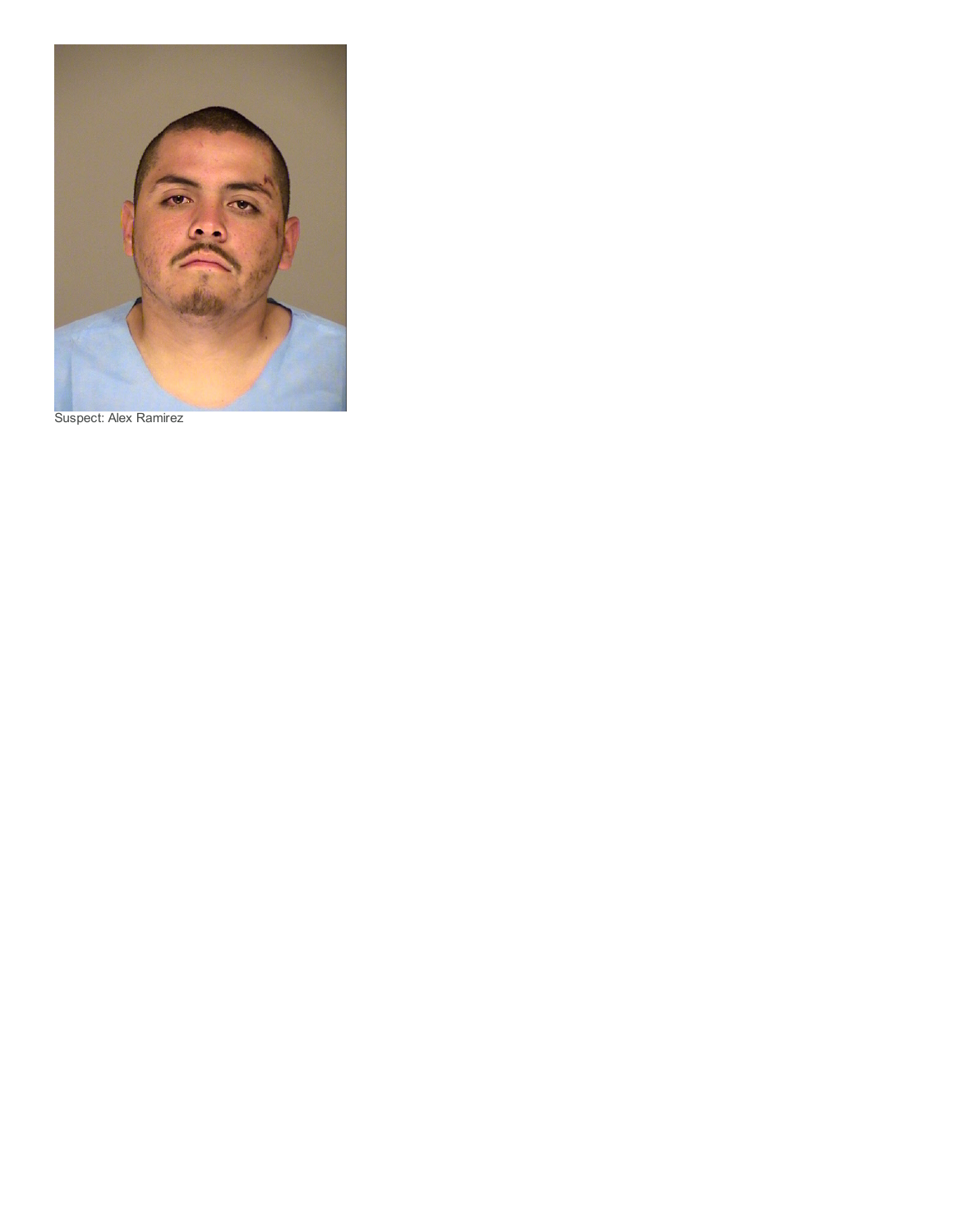Suspect: Alex Ramirez